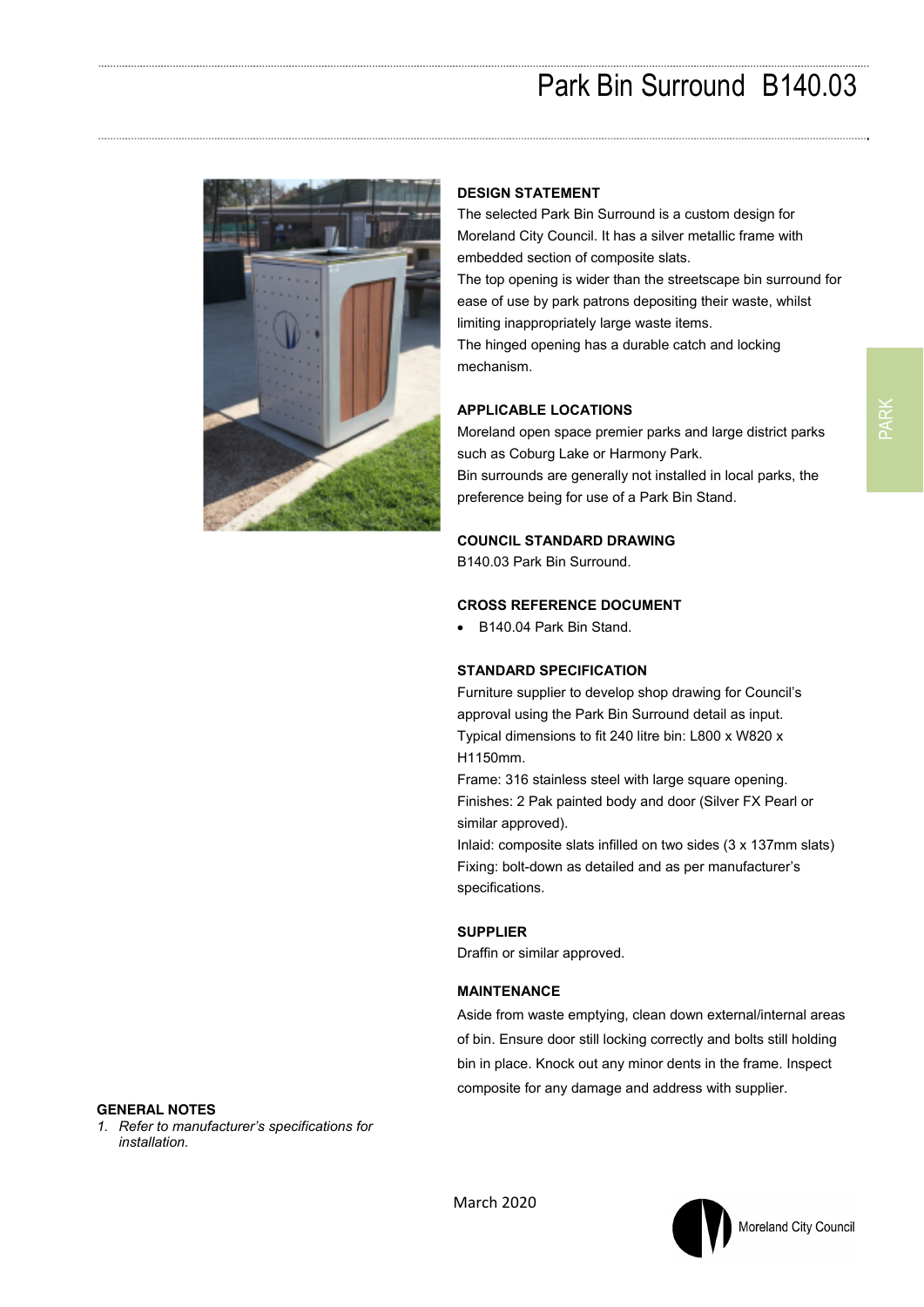# Park Bin Surround B140.03

### DESIGN STATEMENT

The selected Park Bin Surround is a custom design for Moreland City Council. It has a silver metallic frame with embedded section of composite slats.

The top opening is wider than the streetscape bin surround for ease of use by park patrons depositing their waste, whilst limiting inappropriately large waste items.

The hinged opening has a durable catch and locking mechanism.

### APPLICABLE LOCATIONS

Moreland open space premier parks and large district parks such as Coburg Lake or Harmony Park.

Bin surrounds are generally not installed in local parks, the preference being for use of a Park Bin Stand.

### COUNCIL STANDARD DRAWING

B140.03 Park Bin Surround.

### CROSS REFERENCE DOCUMENT

- B140.04 Park Bin Stand.

### STANDARD SPECIFICATION

Furniture supplier to develop shop drawing for Council's approval using the Park Bin Surround detail as input.

Typical dimensions to fit 240 litre bin: L800 x W820 x H1150mm.

Frame: 316 stainless steel with large square opening.

Finishes: 2 Pak painted body and door (Silver FX Pearl or similar approved).

Inlaid: composite slats infilled on two sides (3 x 137mm slats)

Fixing: bolt-down as detailed and as per manufacturer's specifications.

### SUPPLIER

Draffin or similar approved.

### MAINTENANCE

Aside from waste emptying, clean down external/internal areas of bin. Ensure door still locking correctly and bolts still holding bin in place. Knock out any minor dents in the frame. Inspect composite for any damage and address with supplier.

### GENERAL NOTES

1. *Refer to manufacturer's specifications for installation.*

March 2020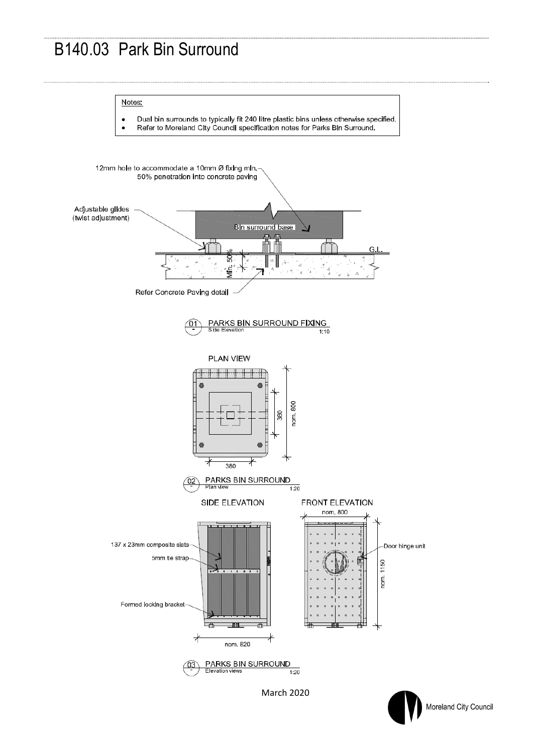# B140.03 Park Bin Surround

Notes:

- Dual bin surrounds to typically fit 240 litre plastic bins unless otherwise specified.
- Refer to Moreland City Council specification notes for Parks Bin Surround.

12mm hole to accommodate a 10mm Ø fixing min. 50% penetration into concrete paving

Adjustable glides (twist adjustment)

Bin surround base

G.L.

Min. 50%

Refer Concrete Paving detail

01 PARKS BIN SURROUND FIXING
Side Elevation 1:10

PLAN VIEW

380

nom. 800

380

02 PARKS BIN SURROUND
Plan View 1:20

SIDE ELEVATION

FRONT ELEVATION

nom. 800

137 x 23mm composite slats

5mm tie strap

Door hinge unit

nom. 1150

Formed locking bracket

nom. 820

03 PARKS BIN SURROUND
Elevation views 1:20

March 2020

Moreland City Council